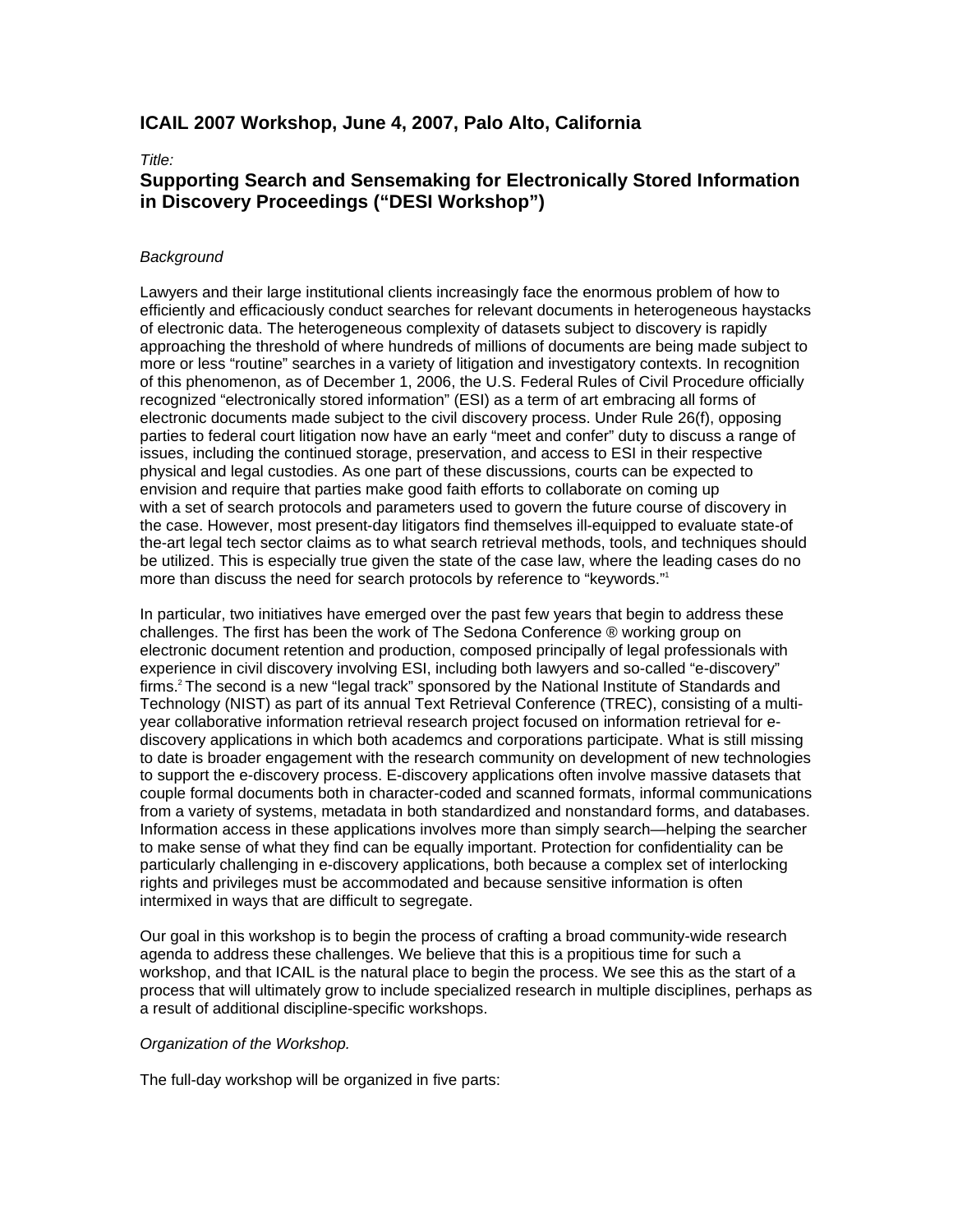## ICAIL 2007 Workshop, June 4, 2007, Palo Alto, California

*Title:*

## Supporting Search and Sensemaking for Electronically Stored Information in Discovery Proceedings ("DESI Workshop")

*Background*

Lawyers and their large institutional clients increasingly face the enormous problem of how to efficiently and efficaciously conduct searches for relevant documents in heterogeneous haystacks of electronic data. The heterogeneous complexity of datasets subject to discovery is rapidly approaching the threshold of where hundreds of millions of documents are being made subject to more or less "routine" searches in a variety of litigation and investigatory contexts. In recognition of this phenomenon, as of December 1, 2006, the U.S. Federal Rules of Civil Procedure officially recognized "electronically stored information" (ESI) as a term of art embracing all forms of electronic documents made subject to the civil discovery process. Under Rule 26(f), opposing parties to federal court litigation now have an early "meet and confer" duty to discuss a range of issues, including the continued storage, preservation, and access to ESI in their respective physical and legal custodies. As one part of these discussions, courts can be expected to envision and require that parties make good faith efforts to collaborate on coming up with a set of search protocols and parameters used to govern the future course of discovery in the case. However, most present-day litigators find themselves ill-equipped to evaluate state-of the-art legal tech sector claims as to what search retrieval methods, tools, and techniques should be utilized. This is especially true given the state of the case law, where the leading cases do no more than discuss the need for search protocols by reference to "keywords."[1]

In particular, two initiatives have emerged over the past few years that begin to address these challenges. The first has been the work of The Sedona Conference ® working group on electronic document retention and production, composed principally of legal professionals with experience in civil discovery involving ESI, including both lawyers and so-called "e-discovery" firms.[2] The second is a new "legal track" sponsored by the National Institute of Standards and Technology (NIST) as part of its annual Text Retrieval Conference (TREC), consisting of a multi-year collaborative information retrieval research project focused on information retrieval for e-discovery applications in which both academcs and corporations participate. What is still missing to date is broader engagement with the research community on development of new technologies to support the e-discovery process. E-discovery applications often involve massive datasets that couple formal documents both in character-coded and scanned formats, informal communications from a variety of systems, metadata in both standardized and nonstandard forms, and databases. Information access in these applications involves more than simply search—helping the searcher to make sense of what they find can be equally important. Protection for confidentiality can be particularly challenging in e-discovery applications, both because a complex set of interlocking rights and privileges must be accommodated and because sensitive information is often intermixed in ways that are difficult to segregate.

Our goal in this workshop is to begin the process of crafting a broad community-wide research agenda to address these challenges. We believe that this is a propitious time for such a workshop, and that ICAIL is the natural place to begin the process. We see this as the start of a process that will ultimately grow to include specialized research in multiple disciplines, perhaps as a result of additional discipline-specific workshops.

*Organization of the Workshop.*

The full-day workshop will be organized in five parts: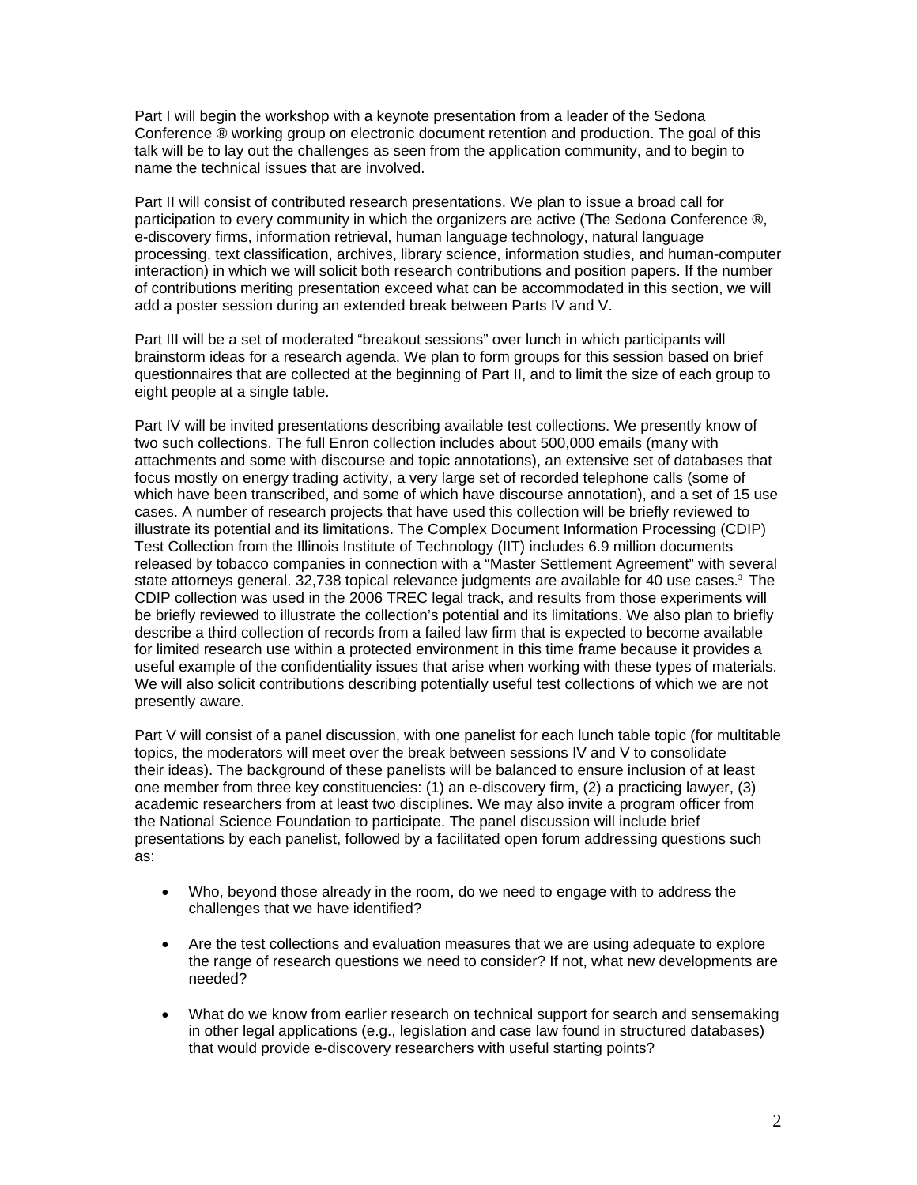Part I will begin the workshop with a keynote presentation from a leader of the Sedona Conference ® working group on electronic document retention and production. The goal of this talk will be to lay out the challenges as seen from the application community, and to begin to name the technical issues that are involved.

Part II will consist of contributed research presentations. We plan to issue a broad call for participation to every community in which the organizers are active (The Sedona Conference ®, e-discovery firms, information retrieval, human language technology, natural language processing, text classification, archives, library science, information studies, and human-computer interaction) in which we will solicit both research contributions and position papers. If the number of contributions meriting presentation exceed what can be accommodated in this section, we will add a poster session during an extended break between Parts IV and V.

Part III will be a set of moderated "breakout sessions" over lunch in which participants will brainstorm ideas for a research agenda. We plan to form groups for this session based on brief questionnaires that are collected at the beginning of Part II, and to limit the size of each group to eight people at a single table.

Part IV will be invited presentations describing available test collections. We presently know of two such collections. The full Enron collection includes about 500,000 emails (many with attachments and some with discourse and topic annotations), an extensive set of databases that focus mostly on energy trading activity, a very large set of recorded telephone calls (some of which have been transcribed, and some of which have discourse annotation), and a set of 15 use cases. A number of research projects that have used this collection will be briefly reviewed to illustrate its potential and its limitations. The Complex Document Information Processing (CDIP) Test Collection from the Illinois Institute of Technology (IIT) includes 6.9 million documents released by tobacco companies in connection with a "Master Settlement Agreement" with several state attorneys general. 32,738 topical relevance judgments are available for 40 use cases.[3] The CDIP collection was used in the 2006 TREC legal track, and results from those experiments will be briefly reviewed to illustrate the collection's potential and its limitations. We also plan to briefly describe a third collection of records from a failed law firm that is expected to become available for limited research use within a protected environment in this time frame because it provides a useful example of the confidentiality issues that arise when working with these types of materials. We will also solicit contributions describing potentially useful test collections of which we are not presently aware.

Part V will consist of a panel discussion, with one panelist for each lunch table topic (for multitable topics, the moderators will meet over the break between sessions IV and V to consolidate their ideas). The background of these panelists will be balanced to ensure inclusion of at least one member from three key constituencies: (1) an e-discovery firm, (2) a practicing lawyer, (3) academic researchers from at least two disciplines. We may also invite a program officer from the National Science Foundation to participate. The panel discussion will include brief presentations by each panelist, followed by a facilitated open forum addressing questions such as:

- Who, beyond those already in the room, do we need to engage with to address the challenges that we have identified?
- Are the test collections and evaluation measures that we are using adequate to explore the range of research questions we need to consider? If not, what new developments are needed?
- What do we know from earlier research on technical support for search and sensemaking in other legal applications (e.g., legislation and case law found in structured databases) that would provide e-discovery researchers with useful starting points?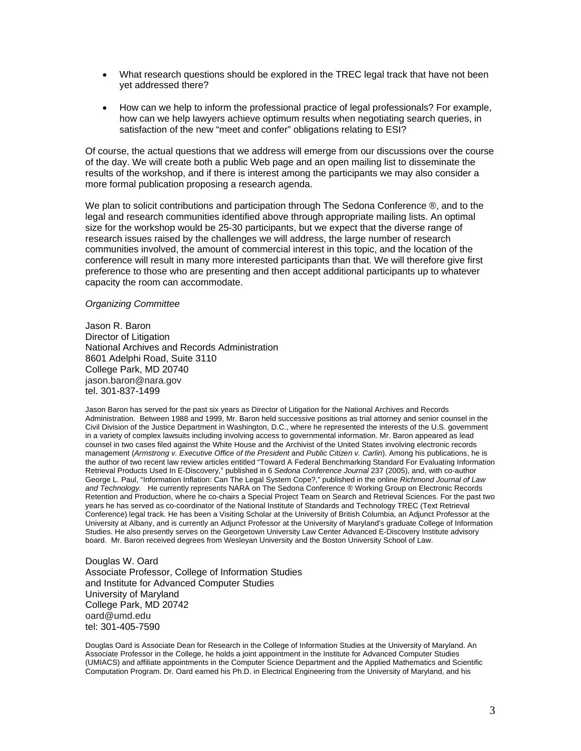- What research questions should be explored in the TREC legal track that have not been yet addressed there?
- How can we help to inform the professional practice of legal professionals? For example, how can we help lawyers achieve optimum results when negotiating search queries, in satisfaction of the new “meet and confer” obligations relating to ESI?

Of course, the actual questions that we address will emerge from our discussions over the course of the day. We will create both a public Web page and an open mailing list to disseminate the results of the workshop, and if there is interest among the participants we may also consider a more formal publication proposing a research agenda.

We plan to solicit contributions and participation through The Sedona Conference ®, and to the legal and research communities identified above through appropriate mailing lists. An optimal size for the workshop would be 25-30 participants, but we expect that the diverse range of research issues raised by the challenges we will address, the large number of research communities involved, the amount of commercial interest in this topic, and the location of the conference will result in many more interested participants than that. We will therefore give first preference to those who are presenting and then accept additional participants up to whatever capacity the room can accommodate.

*Organizing Committee*

Jason R. Baron
Director of Litigation
National Archives and Records Administration
8601 Adelphi Road, Suite 3110
College Park, MD 20740
jason.baron@nara.gov
tel. 301-837-1499

Jason Baron has served for the past six years as Director of Litigation for the National Archives and Records Administration. Between 1988 and 1999, Mr. Baron held successive positions as trial attorney and senior counsel in the Civil Division of the Justice Department in Washington, D.C., where he represented the interests of the U.S. government in a variety of complex lawsuits including involving access to governmental information. Mr. Baron appeared as lead counsel in two cases filed against the White House and the Archivist of the United States involving electronic records management (*Armstrong v. Executive Office of the President* and *Public Citizen v. Carlin*). Among his publications, he is the author of two recent law review articles entitled “Toward A Federal Benchmarking Standard For Evaluating Information Retrieval Products Used In E-Discovery,” published in 6 *Sedona Conference Journal* 237 (2005), and, with co-author George L. Paul, “Information Inflation: Can The Legal System Cope?,” published in the online *Richmond Journal of Law and Technology.* He currently represents NARA on The Sedona Conference ® Working Group on Electronic Records Retention and Production, where he co-chairs a Special Project Team on Search and Retrieval Sciences. For the past two years he has served as co-coordinator of the National Institute of Standards and Technology TREC (Text Retrieval Conference) legal track. He has been a Visiting Scholar at the University of British Columbia, an Adjunct Professor at the University at Albany, and is currently an Adjunct Professor at the University of Maryland’s graduate College of Information Studies. He also presently serves on the Georgetown University Law Center Advanced E-Discovery Institute advisory board. Mr. Baron received degrees from Wesleyan University and the Boston University School of Law.

Douglas W. Oard
Associate Professor, College of Information Studies
and Institute for Advanced Computer Studies
University of Maryland
College Park, MD 20742
oard@umd.edu
tel: 301-405-7590

Douglas Oard is Associate Dean for Research in the College of Information Studies at the University of Maryland. An Associate Professor in the College, he holds a joint appointment in the Institute for Advanced Computer Studies (UMIACS) and affiliate appointments in the Computer Science Department and the Applied Mathematics and Scientific Computation Program. Dr. Oard earned his Ph.D. in Electrical Engineering from the University of Maryland, and his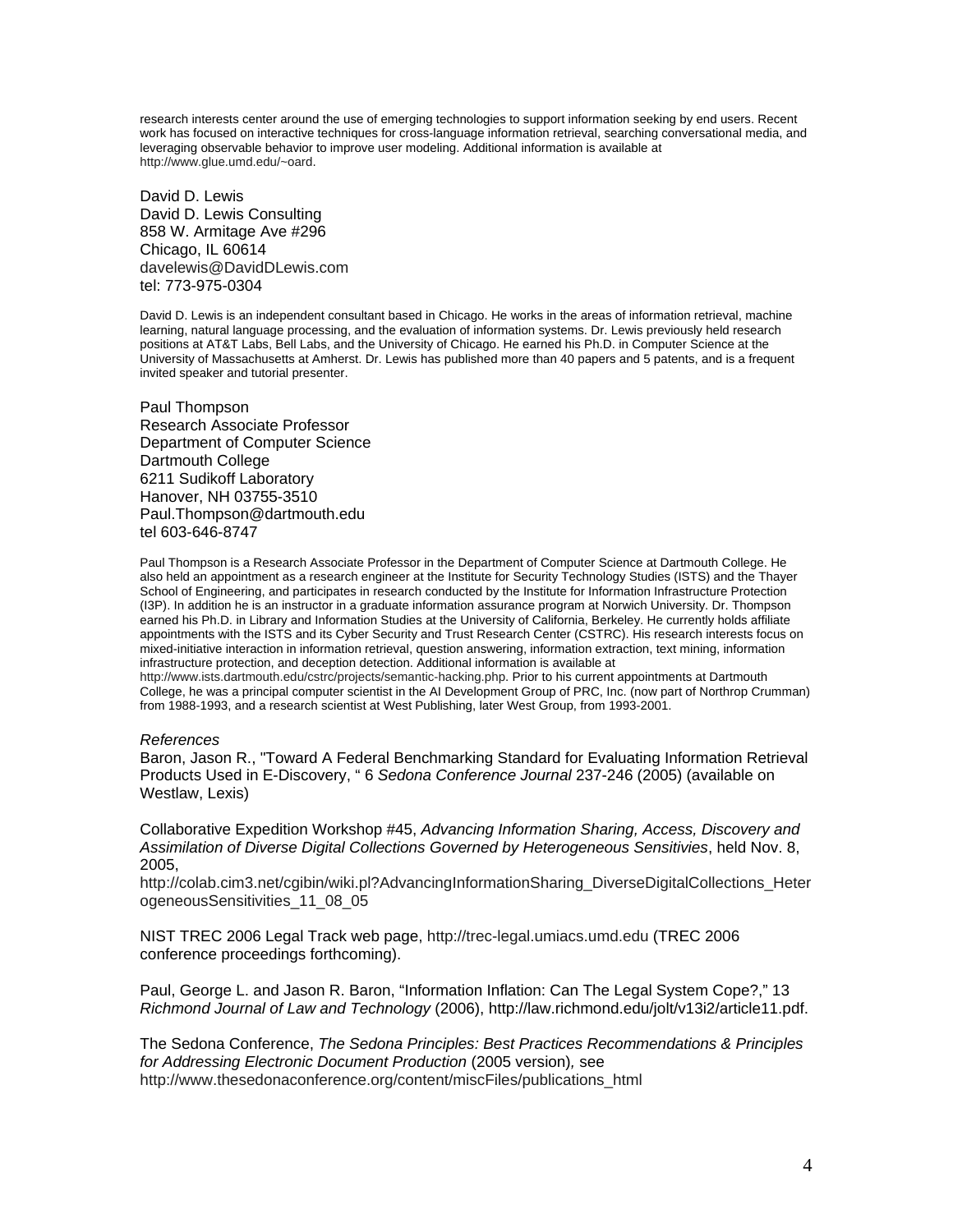research interests center around the use of emerging technologies to support information seeking by end users. Recent work has focused on interactive techniques for cross-language information retrieval, searching conversational media, and leveraging observable behavior to improve user modeling. Additional information is available at http://www.glue.umd.edu/~oard.

David D. Lewis
David D. Lewis Consulting
858 W. Armitage Ave #296
Chicago, IL 60614
davelewis@DavidDLewis.com
tel: 773-975-0304

David D. Lewis is an independent consultant based in Chicago. He works in the areas of information retrieval, machine learning, natural language processing, and the evaluation of information systems. Dr. Lewis previously held research positions at AT&T Labs, Bell Labs, and the University of Chicago. He earned his Ph.D. in Computer Science at the University of Massachusetts at Amherst. Dr. Lewis has published more than 40 papers and 5 patents, and is a frequent invited speaker and tutorial presenter.

Paul Thompson
Research Associate Professor
Department of Computer Science
Dartmouth College
6211 Sudikoff Laboratory
Hanover, NH 03755-3510
Paul.Thompson@dartmouth.edu
tel 603-646-8747

Paul Thompson is a Research Associate Professor in the Department of Computer Science at Dartmouth College. He also held an appointment as a research engineer at the Institute for Security Technology Studies (ISTS) and the Thayer School of Engineering, and participates in research conducted by the Institute for Information Infrastructure Protection (I3P). In addition he is an instructor in a graduate information assurance program at Norwich University. Dr. Thompson earned his Ph.D. in Library and Information Studies at the University of California, Berkeley. He currently holds affiliate appointments with the ISTS and its Cyber Security and Trust Research Center (CSTRC). His research interests focus on mixed-initiative interaction in information retrieval, question answering, information extraction, text mining, information infrastructure protection, and deception detection. Additional information is available at http://www.ists.dartmouth.edu/cstrc/projects/semantic-hacking.php. Prior to his current appointments at Dartmouth College, he was a principal computer scientist in the AI Development Group of PRC, Inc. (now part of Northrop Crumman) from 1988-1993, and a research scientist at West Publishing, later West Group, from 1993-2001.

*References*

Baron, Jason R., "Toward A Federal Benchmarking Standard for Evaluating Information Retrieval Products Used in E-Discovery, " 6 *Sedona Conference Journal* 237-246 (2005) (available on Westlaw, Lexis)

Collaborative Expedition Workshop #45, *Advancing Information Sharing, Access, Discovery and Assimilation of Diverse Digital Collections Governed by Heterogeneous Sensitivies*, held Nov. 8, 2005, http://colab.cim3.net/cgibin/wiki.pl?AdvancingInformationSharing_DiverseDigitalCollections_HeterogeneousSensitivities_11_08_05

NIST TREC 2006 Legal Track web page, http://trec-legal.umiacs.umd.edu (TREC 2006 conference proceedings forthcoming).

Paul, George L. and Jason R. Baron, "Information Inflation: Can The Legal System Cope?," 13 *Richmond Journal of Law and Technology* (2006), http://law.richmond.edu/jolt/v13i2/article11.pdf.

The Sedona Conference, *The Sedona Principles: Best Practices Recommendations & Principles for Addressing Electronic Document Production* (2005 version), see http://www.thesedonaconference.org/content/miscFiles/publications_html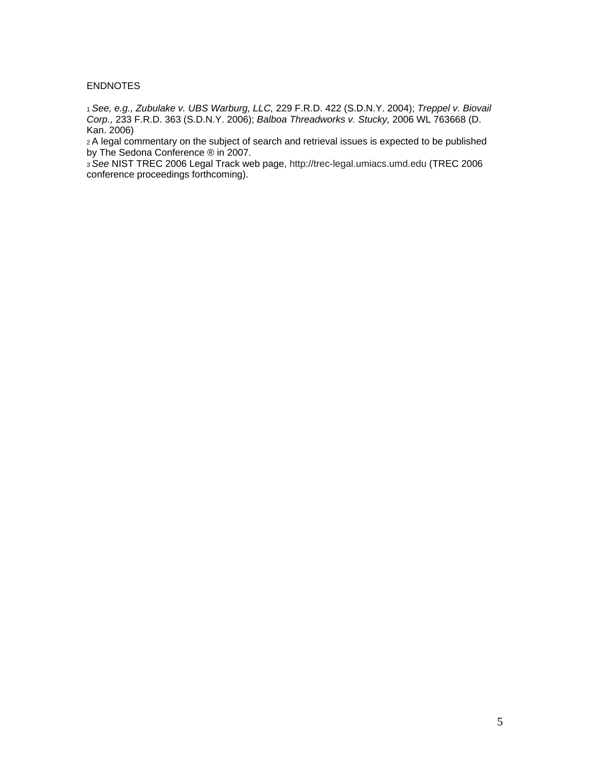ENDNOTES

[1] *See, e.g., Zubulake v. UBS Warburg, LLC,* 229 F.R.D. 422 (S.D.N.Y. 2004); *Treppel v. Biovail Corp.,* 233 F.R.D. 363 (S.D.N.Y. 2006); *Balboa Threadworks v. Stucky,* 2006 WL 763668 (D. Kan. 2006)

[2] A legal commentary on the subject of search and retrieval issues is expected to be published by The Sedona Conference ® in 2007.

[3] *See* NIST TREC 2006 Legal Track web page, http://trec-legal.umiacs.umd.edu (TREC 2006 conference proceedings forthcoming).